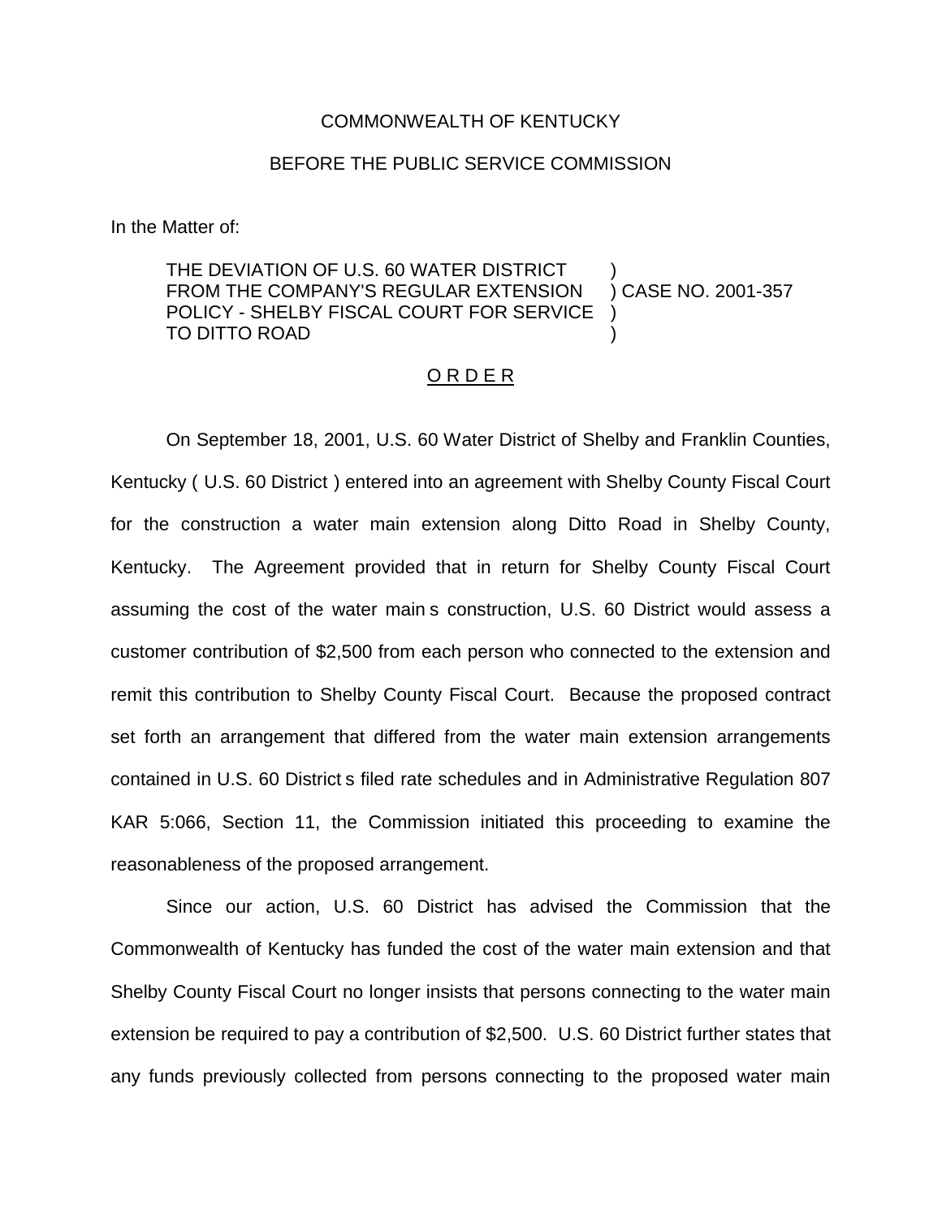COMMONWEALTH OF KENTUCKY

BEFORE THE PUBLIC SERVICE COMMISSION

In the Matter of:

THE DEVIATION OF U.S. 60 WATER DISTRICT FROM THE COMPANY'S REGULAR EXTENSION POLICY - SHELBY FISCAL COURT FOR SERVICE TO DITTO ROAD ) CASE NO. 2001-357

O R D E R

On September 18, 2001, U.S. 60 Water District of Shelby and Franklin Counties, Kentucky ( U.S. 60 District ) entered into an agreement with Shelby County Fiscal Court for the construction a water main extension along Ditto Road in Shelby County, Kentucky. The Agreement provided that in return for Shelby County Fiscal Court assuming the cost of the water main s construction, U.S. 60 District would assess a customer contribution of $2,500 from each person who connected to the extension and remit this contribution to Shelby County Fiscal Court. Because the proposed contract set forth an arrangement that differed from the water main extension arrangements contained in U.S. 60 District s filed rate schedules and in Administrative Regulation 807 KAR 5:066, Section 11, the Commission initiated this proceeding to examine the reasonableness of the proposed arrangement.

Since our action, U.S. 60 District has advised the Commission that the Commonwealth of Kentucky has funded the cost of the water main extension and that Shelby County Fiscal Court no longer insists that persons connecting to the water main extension be required to pay a contribution of $2,500. U.S. 60 District further states that any funds previously collected from persons connecting to the proposed water main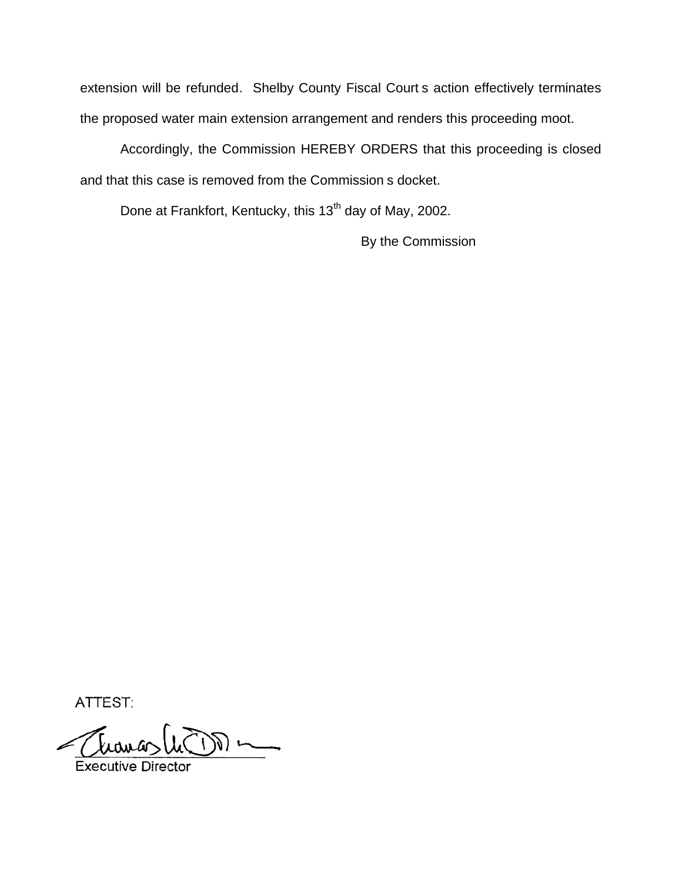extension will be refunded. Shelby County Fiscal Court s action effectively terminates the proposed water main extension arrangement and renders this proceeding moot.

Accordingly, the Commission HEREBY ORDERS that this proceeding is closed and that this case is removed from the Commission s docket.

Done at Frankfort, Kentucky, this 13th day of May, 2002.

By the Commission

ATTEST:

Executive Director